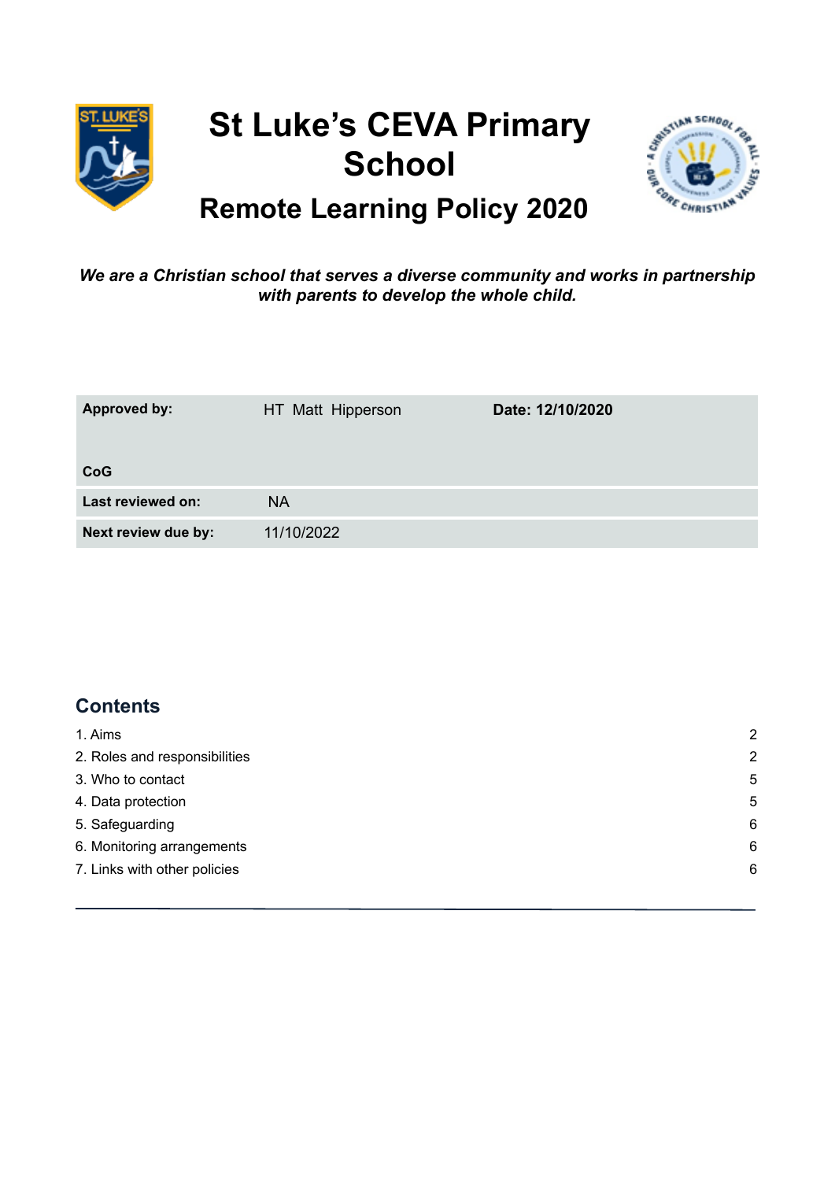# St Luke's CEVA Primary School

## Remote Learning Policy 2020

***We are a Christian school that serves a diverse community and works in partnership with parents to develop the whole child.***

| | | |
|---|---|---|
| **Approved by:**<br><br>**CoG** | HT Matt Hipperson | **Date: 12/10/2020** |
| **Last reviewed on:** | NA | |
| **Next review due by:** | 11/10/2022 | |

## Contents

1. Aims 2
2. Roles and responsibilities 2
3. Who to contact 5
4. Data protection 5
5. Safeguarding 6
6. Monitoring arrangements 6
7. Links with other policies 6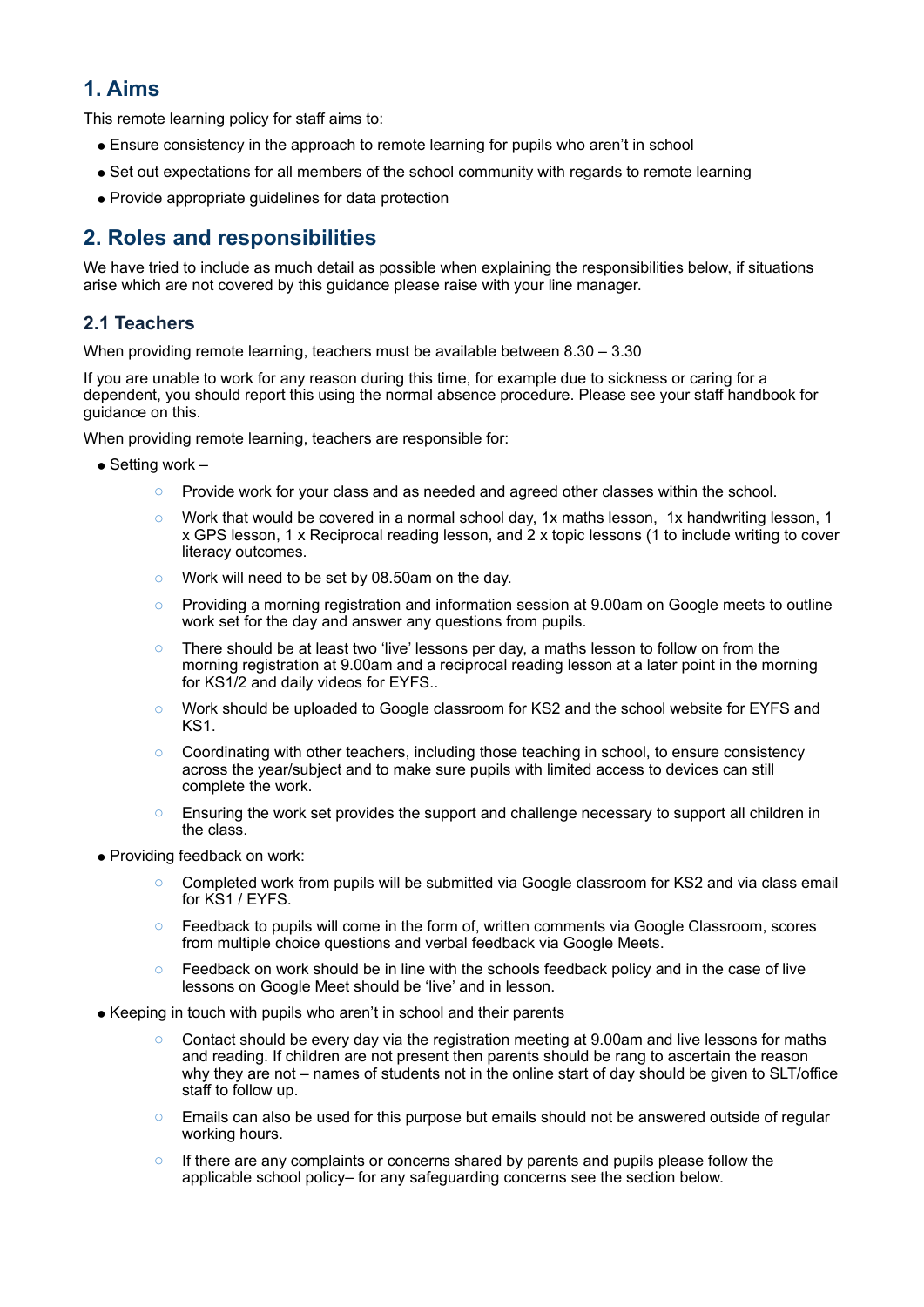## 1. Aims

This remote learning policy for staff aims to:

- Ensure consistency in the approach to remote learning for pupils who aren't in school
- Set out expectations for all members of the school community with regards to remote learning
- Provide appropriate guidelines for data protection

## 2. Roles and responsibilities

We have tried to include as much detail as possible when explaining the responsibilities below, if situations arise which are not covered by this guidance please raise with your line manager.

### 2.1 Teachers

When providing remote learning, teachers must be available between 8.30 – 3.30

If you are unable to work for any reason during this time, for example due to sickness or caring for a dependent, you should report this using the normal absence procedure. Please see your staff handbook for guidance on this.

When providing remote learning, teachers are responsible for:

- Setting work –
  - Provide work for your class and as needed and agreed other classes within the school.
  - Work that would be covered in a normal school day, 1x maths lesson, 1x handwriting lesson, 1 x GPS lesson, 1 x Reciprocal reading lesson, and 2 x topic lessons (1 to include writing to cover literacy outcomes.
  - Work will need to be set by 08.50am on the day.
  - Providing a morning registration and information session at 9.00am on Google meets to outline work set for the day and answer any questions from pupils.
  - There should be at least two 'live' lessons per day, a maths lesson to follow on from the morning registration at 9.00am and a reciprocal reading lesson at a later point in the morning for KS1/2 and daily videos for EYFS..
  - Work should be uploaded to Google classroom for KS2 and the school website for EYFS and KS1.
  - Coordinating with other teachers, including those teaching in school, to ensure consistency across the year/subject and to make sure pupils with limited access to devices can still complete the work.
  - Ensuring the work set provides the support and challenge necessary to support all children in the class.
- Providing feedback on work:
  - Completed work from pupils will be submitted via Google classroom for KS2 and via class email for KS1 / EYFS.
  - Feedback to pupils will come in the form of, written comments via Google Classroom, scores from multiple choice questions and verbal feedback via Google Meets.
  - Feedback on work should be in line with the schools feedback policy and in the case of live lessons on Google Meet should be 'live' and in lesson.
- Keeping in touch with pupils who aren't in school and their parents
  - Contact should be every day via the registration meeting at 9.00am and live lessons for maths and reading. If children are not present then parents should be rang to ascertain the reason why they are not – names of students not in the online start of day should be given to SLT/office staff to follow up.
  - Emails can also be used for this purpose but emails should not be answered outside of regular working hours.
  - If there are any complaints or concerns shared by parents and pupils please follow the applicable school policy– for any safeguarding concerns see the section below.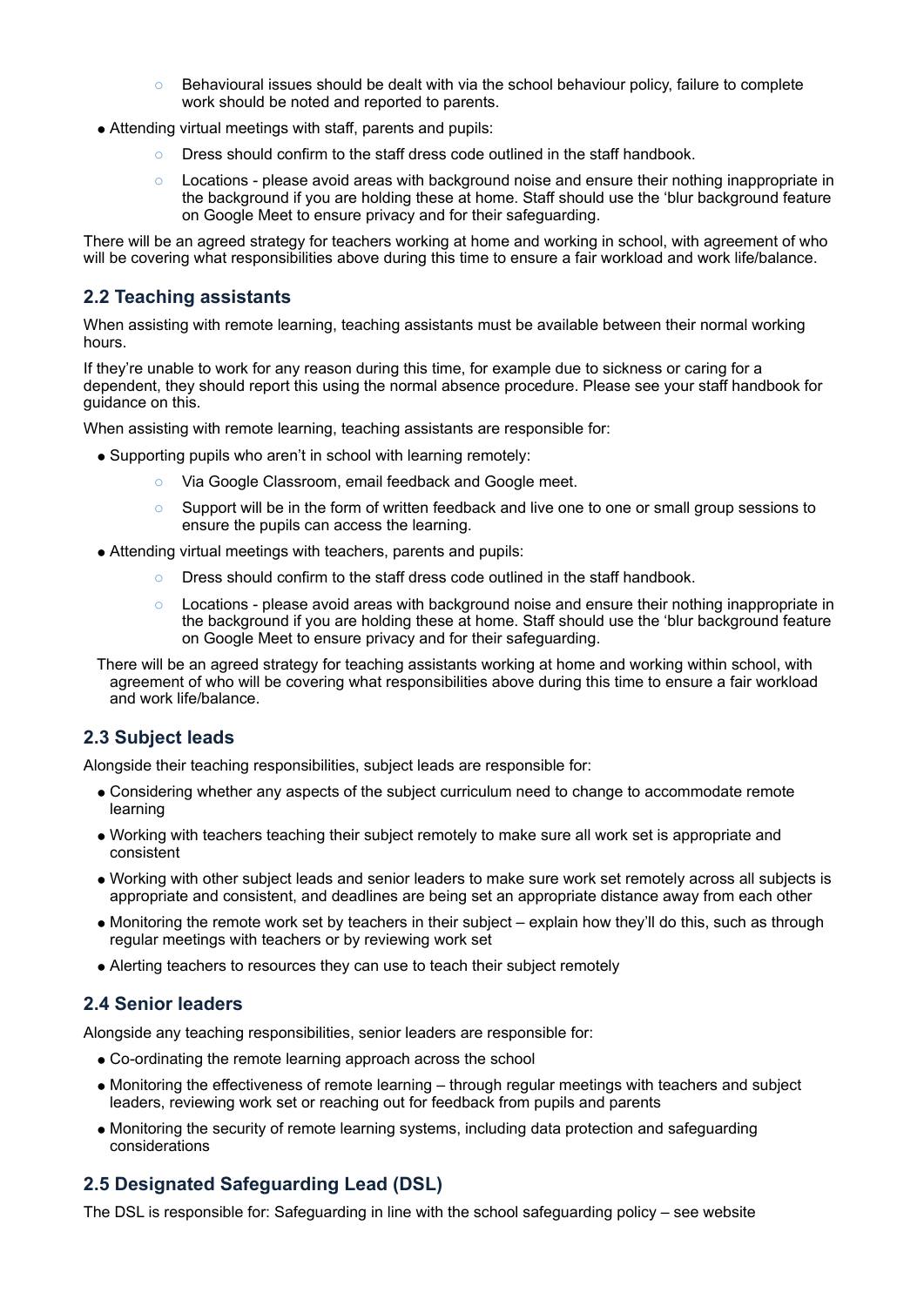- Behavioural issues should be dealt with via the school behaviour policy, failure to complete work should be noted and reported to parents.
- Attending virtual meetings with staff, parents and pupils:
  - Dress should confirm to the staff dress code outlined in the staff handbook.
  - Locations - please avoid areas with background noise and ensure their nothing inappropriate in the background if you are holding these at home. Staff should use the 'blur background feature on Google Meet to ensure privacy and for their safeguarding.

There will be an agreed strategy for teachers working at home and working in school, with agreement of who will be covering what responsibilities above during this time to ensure a fair workload and work life/balance.

## 2.2 Teaching assistants

When assisting with remote learning, teaching assistants must be available between their normal working hours.

If they're unable to work for any reason during this time, for example due to sickness or caring for a dependent, they should report this using the normal absence procedure. Please see your staff handbook for guidance on this.

When assisting with remote learning, teaching assistants are responsible for:

- Supporting pupils who aren't in school with learning remotely:
  - Via Google Classroom, email feedback and Google meet.
  - Support will be in the form of written feedback and live one to one or small group sessions to ensure the pupils can access the learning.
- Attending virtual meetings with teachers, parents and pupils:
  - Dress should confirm to the staff dress code outlined in the staff handbook.
  - Locations - please avoid areas with background noise and ensure their nothing inappropriate in the background if you are holding these at home. Staff should use the 'blur background feature on Google Meet to ensure privacy and for their safeguarding.

There will be an agreed strategy for teaching assistants working at home and working within school, with agreement of who will be covering what responsibilities above during this time to ensure a fair workload and work life/balance.

## 2.3 Subject leads

Alongside their teaching responsibilities, subject leads are responsible for:

- Considering whether any aspects of the subject curriculum need to change to accommodate remote learning
- Working with teachers teaching their subject remotely to make sure all work set is appropriate and consistent
- Working with other subject leads and senior leaders to make sure work set remotely across all subjects is appropriate and consistent, and deadlines are being set an appropriate distance away from each other
- Monitoring the remote work set by teachers in their subject – explain how they'll do this, such as through regular meetings with teachers or by reviewing work set
- Alerting teachers to resources they can use to teach their subject remotely

## 2.4 Senior leaders

Alongside any teaching responsibilities, senior leaders are responsible for:

- Co-ordinating the remote learning approach across the school
- Monitoring the effectiveness of remote learning – through regular meetings with teachers and subject leaders, reviewing work set or reaching out for feedback from pupils and parents
- Monitoring the security of remote learning systems, including data protection and safeguarding considerations

## 2.5 Designated Safeguarding Lead (DSL)

The DSL is responsible for: Safeguarding in line with the school safeguarding policy – see website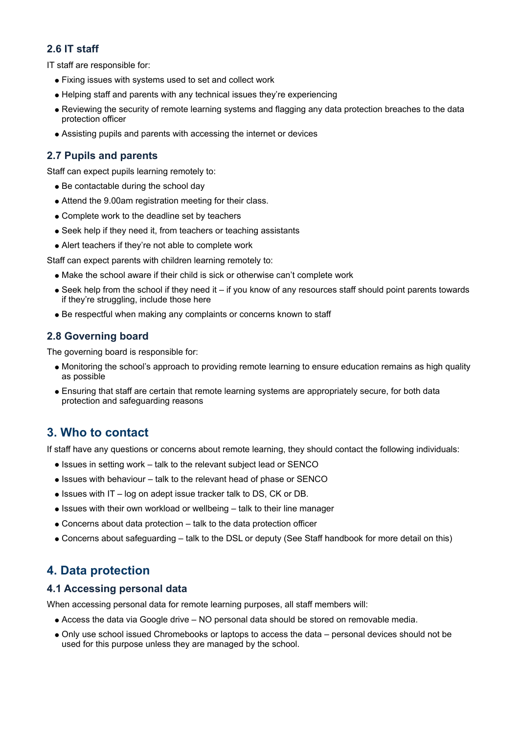### 2.6 IT staff

IT staff are responsible for:

- Fixing issues with systems used to set and collect work
- Helping staff and parents with any technical issues they're experiencing
- Reviewing the security of remote learning systems and flagging any data protection breaches to the data protection officer
- Assisting pupils and parents with accessing the internet or devices

### 2.7 Pupils and parents

Staff can expect pupils learning remotely to:

- Be contactable during the school day
- Attend the 9.00am registration meeting for their class.
- Complete work to the deadline set by teachers
- Seek help if they need it, from teachers or teaching assistants
- Alert teachers if they're not able to complete work

Staff can expect parents with children learning remotely to:

- Make the school aware if their child is sick or otherwise can't complete work
- Seek help from the school if they need it – if you know of any resources staff should point parents towards if they're struggling, include those here
- Be respectful when making any complaints or concerns known to staff

### 2.8 Governing board

The governing board is responsible for:

- Monitoring the school's approach to providing remote learning to ensure education remains as high quality as possible
- Ensuring that staff are certain that remote learning systems are appropriately secure, for both data protection and safeguarding reasons

## 3. Who to contact

If staff have any questions or concerns about remote learning, they should contact the following individuals:

- Issues in setting work – talk to the relevant subject lead or SENCO
- Issues with behaviour – talk to the relevant head of phase or SENCO
- Issues with IT – log on adept issue tracker talk to DS, CK or DB.
- Issues with their own workload or wellbeing – talk to their line manager
- Concerns about data protection – talk to the data protection officer
- Concerns about safeguarding – talk to the DSL or deputy (See Staff handbook for more detail on this)

## 4. Data protection

### 4.1 Accessing personal data

When accessing personal data for remote learning purposes, all staff members will:

- Access the data via Google drive – NO personal data should be stored on removable media.
- Only use school issued Chromebooks or laptops to access the data – personal devices should not be used for this purpose unless they are managed by the school.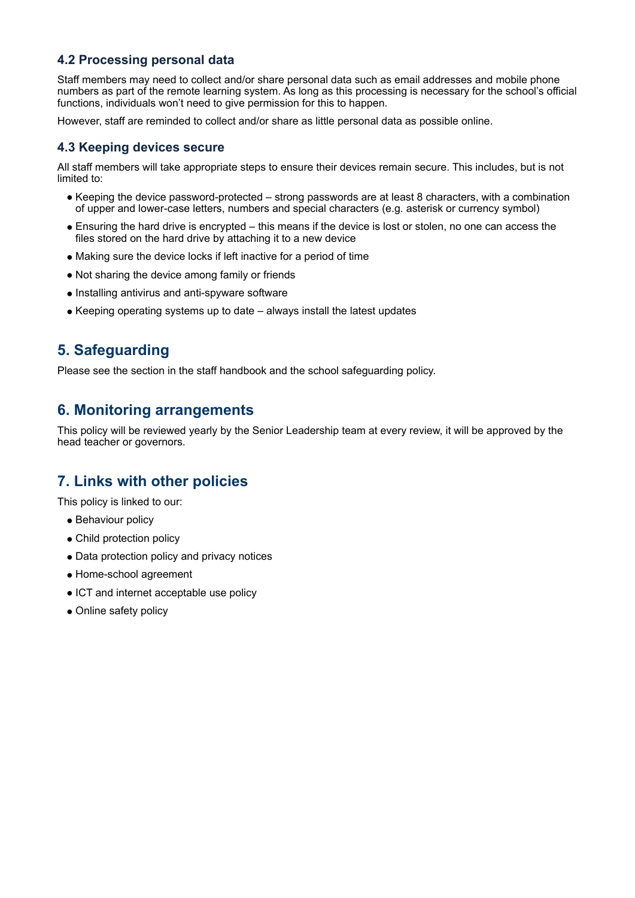### 4.2 Processing personal data

Staff members may need to collect and/or share personal data such as email addresses and mobile phone numbers as part of the remote learning system. As long as this processing is necessary for the school's official functions, individuals won't need to give permission for this to happen.

However, staff are reminded to collect and/or share as little personal data as possible online.

### 4.3 Keeping devices secure

All staff members will take appropriate steps to ensure their devices remain secure. This includes, but is not limited to:

- Keeping the device password-protected – strong passwords are at least 8 characters, with a combination of upper and lower-case letters, numbers and special characters (e.g. asterisk or currency symbol)
- Ensuring the hard drive is encrypted – this means if the device is lost or stolen, no one can access the files stored on the hard drive by attaching it to a new device
- Making sure the device locks if left inactive for a period of time
- Not sharing the device among family or friends
- Installing antivirus and anti-spyware software
- Keeping operating systems up to date – always install the latest updates

## 5. Safeguarding

Please see the section in the staff handbook and the school safeguarding policy.

## 6. Monitoring arrangements

This policy will be reviewed yearly by the Senior Leadership team at every review, it will be approved by the head teacher or governors.

## 7. Links with other policies

This policy is linked to our:

- Behaviour policy
- Child protection policy
- Data protection policy and privacy notices
- Home-school agreement
- ICT and internet acceptable use policy
- Online safety policy